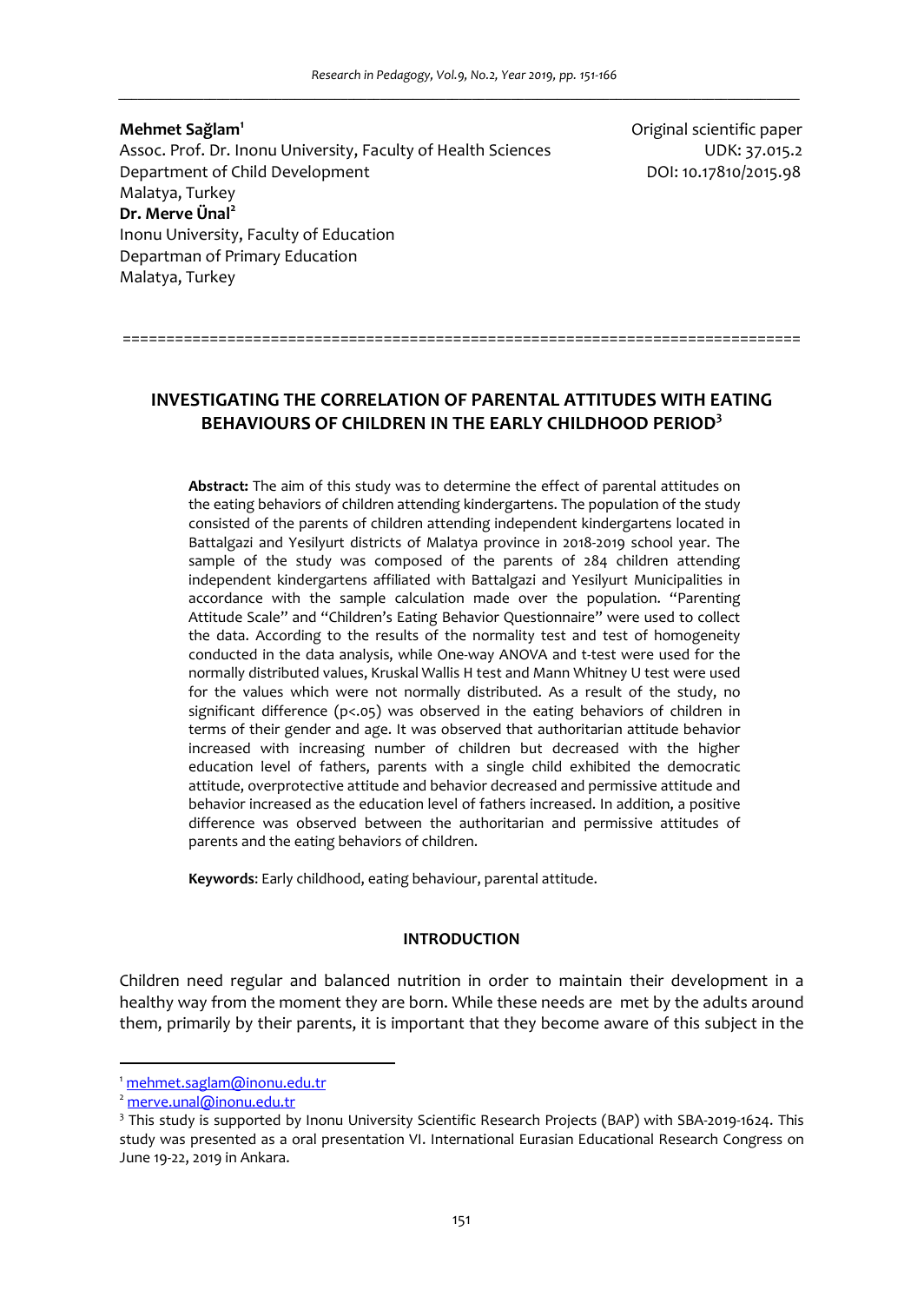**Mehmet Sağlam**[1]
Assoc. Prof. Dr. Inonu University, Faculty of Health Sciences
Department of Child Development
Malatya, Turkey
**Dr. Merve Ünal**[2]
Inonu University, Faculty of Education
Departman of Primary Education
Malatya, Turkey

Original scientific paper
UDK: 37.015.2
DOI: 10.17810/2015.98

==========================================================================

# INVESTIGATING THE CORRELATION OF PARENTAL ATTITUDES WITH EATING BEHAVIOURS OF CHILDREN IN THE EARLY CHILDHOOD PERIOD[3]

**Abstract:** The aim of this study was to determine the effect of parental attitudes on the eating behaviors of children attending kindergartens. The population of the study consisted of the parents of children attending independent kindergartens located in Battalgazi and Yesilyurt districts of Malatya province in 2018-2019 school year. The sample of the study was composed of the parents of 284 children attending independent kindergartens affiliated with Battalgazi and Yesilyurt Municipalities in accordance with the sample calculation made over the population. "Parenting Attitude Scale" and "Children's Eating Behavior Questionnaire" were used to collect the data. According to the results of the normality test and test of homogeneity conducted in the data analysis, while One-way ANOVA and t-test were used for the normally distributed values, Kruskal Wallis H test and Mann Whitney U test were used for the values which were not normally distributed. As a result of the study, no significant difference ($p<.05$) was observed in the eating behaviors of children in terms of their gender and age. It was observed that authoritarian attitude behavior increased with increasing number of children but decreased with the higher education level of fathers, parents with a single child exhibited the democratic attitude, overprotective attitude and behavior decreased and permissive attitude and behavior increased as the education level of fathers increased. In addition, a positive difference was observed between the authoritarian and permissive attitudes of parents and the eating behaviors of children.

**Keywords**: Early childhood, eating behaviour, parental attitude.

## INTRODUCTION

Children need regular and balanced nutrition in order to maintain their development in a healthy way from the moment they are born. While these needs are met by the adults around them, primarily by their parents, it is important that they become aware of this subject in the

[1] mehmet.saglam@inonu.edu.tr

[2] merve.unal@inonu.edu.tr

[3] This study is supported by Inonu University Scientific Research Projects (BAP) with SBA-2019-1624. This study was presented as a oral presentation VI. International Eurasian Educational Research Congress on June 19-22, 2019 in Ankara.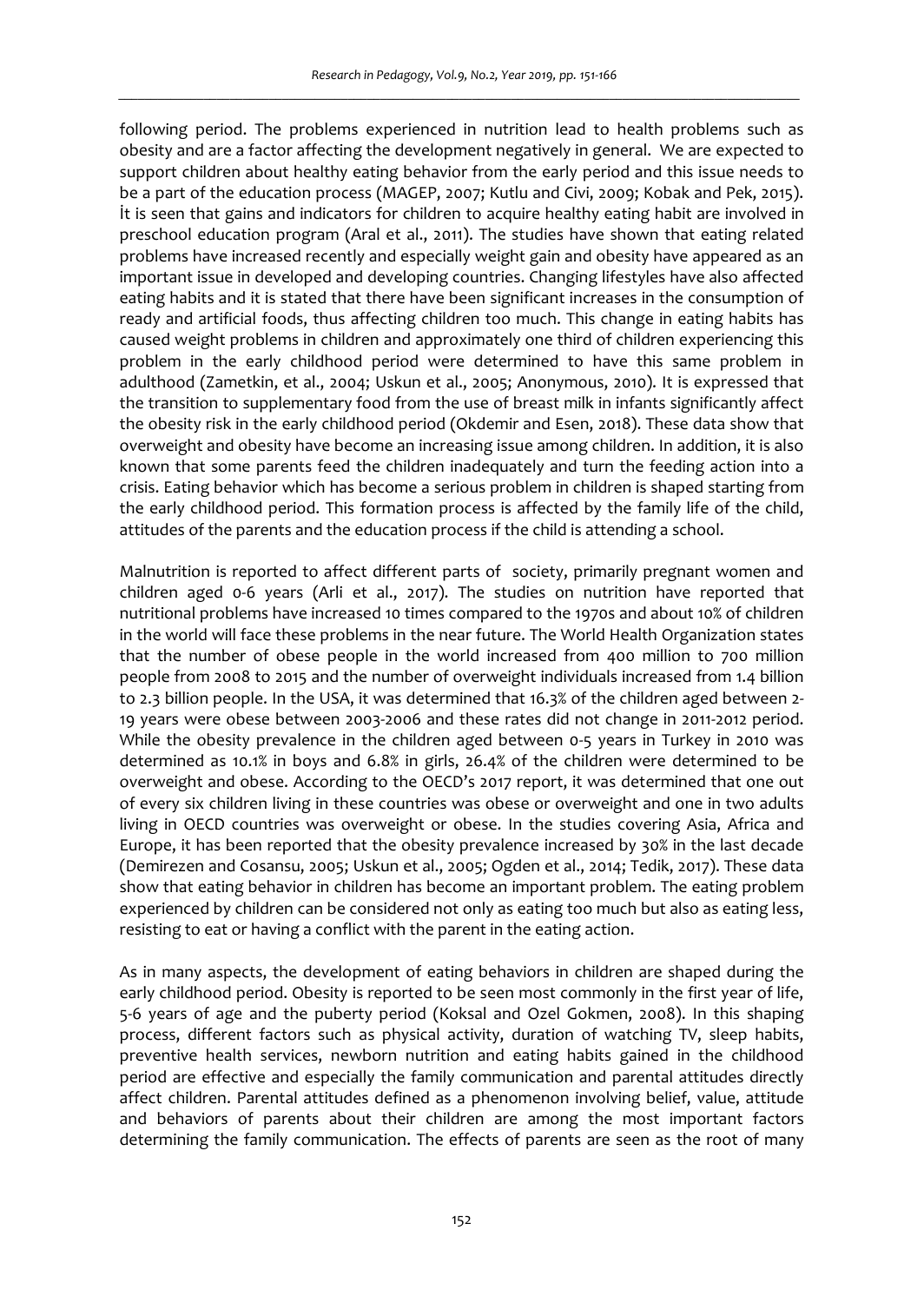following period. The problems experienced in nutrition lead to health problems such as obesity and are a factor affecting the development negatively in general. We are expected to support children about healthy eating behavior from the early period and this issue needs to be a part of the education process (MAGEP, 2007; Kutlu and Civi, 2009; Kobak and Pek, 2015). İt is seen that gains and indicators for children to acquire healthy eating habit are involved in preschool education program (Aral et al., 2011). The studies have shown that eating related problems have increased recently and especially weight gain and obesity have appeared as an important issue in developed and developing countries. Changing lifestyles have also affected eating habits and it is stated that there have been significant increases in the consumption of ready and artificial foods, thus affecting children too much. This change in eating habits has caused weight problems in children and approximately one third of children experiencing this problem in the early childhood period were determined to have this same problem in adulthood (Zametkin, et al., 2004; Uskun et al., 2005; Anonymous, 2010). It is expressed that the transition to supplementary food from the use of breast milk in infants significantly affect the obesity risk in the early childhood period (Okdemir and Esen, 2018). These data show that overweight and obesity have become an increasing issue among children. In addition, it is also known that some parents feed the children inadequately and turn the feeding action into a crisis. Eating behavior which has become a serious problem in children is shaped starting from the early childhood period. This formation process is affected by the family life of the child, attitudes of the parents and the education process if the child is attending a school.

Malnutrition is reported to affect different parts of society, primarily pregnant women and children aged 0-6 years (Arli et al., 2017). The studies on nutrition have reported that nutritional problems have increased 10 times compared to the 1970s and about 10% of children in the world will face these problems in the near future. The World Health Organization states that the number of obese people in the world increased from 400 million to 700 million people from 2008 to 2015 and the number of overweight individuals increased from 1.4 billion to 2.3 billion people. In the USA, it was determined that 16.3% of the children aged between 2-19 years were obese between 2003-2006 and these rates did not change in 2011-2012 period. While the obesity prevalence in the children aged between 0-5 years in Turkey in 2010 was determined as 10.1% in boys and 6.8% in girls, 26.4% of the children were determined to be overweight and obese. According to the OECD's 2017 report, it was determined that one out of every six children living in these countries was obese or overweight and one in two adults living in OECD countries was overweight or obese. In the studies covering Asia, Africa and Europe, it has been reported that the obesity prevalence increased by 30% in the last decade (Demirezen and Cosansu, 2005; Uskun et al., 2005; Ogden et al., 2014; Tedik, 2017). These data show that eating behavior in children has become an important problem. The eating problem experienced by children can be considered not only as eating too much but also as eating less, resisting to eat or having a conflict with the parent in the eating action.

As in many aspects, the development of eating behaviors in children are shaped during the early childhood period. Obesity is reported to be seen most commonly in the first year of life, 5-6 years of age and the puberty period (Koksal and Ozel Gokmen, 2008). In this shaping process, different factors such as physical activity, duration of watching TV, sleep habits, preventive health services, newborn nutrition and eating habits gained in the childhood period are effective and especially the family communication and parental attitudes directly affect children. Parental attitudes defined as a phenomenon involving belief, value, attitude and behaviors of parents about their children are among the most important factors determining the family communication. The effects of parents are seen as the root of many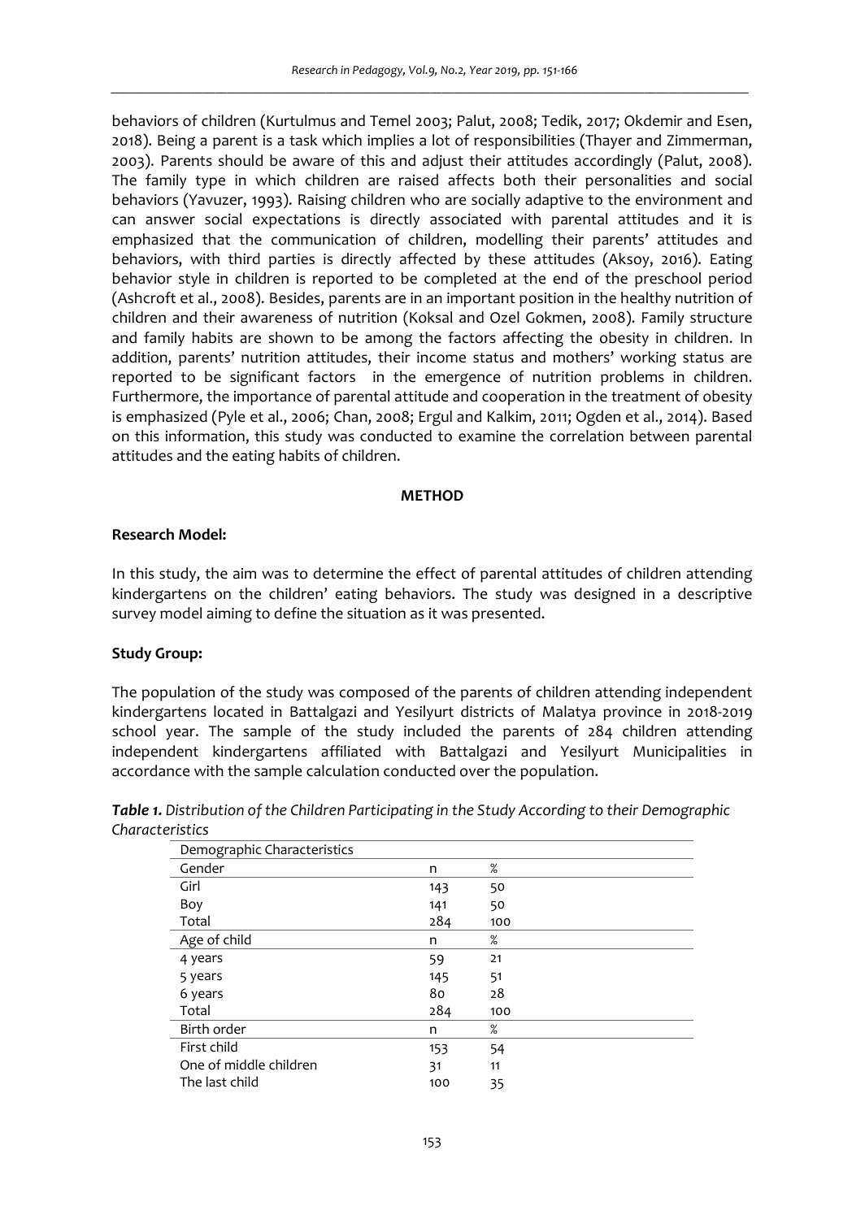behaviors of children (Kurtulmus and Temel 2003; Palut, 2008; Tedik, 2017; Okdemir and Esen, 2018). Being a parent is a task which implies a lot of responsibilities (Thayer and Zimmerman, 2003). Parents should be aware of this and adjust their attitudes accordingly (Palut, 2008). The family type in which children are raised affects both their personalities and social behaviors (Yavuzer, 1993). Raising children who are socially adaptive to the environment and can answer social expectations is directly associated with parental attitudes and it is emphasized that the communication of children, modelling their parents' attitudes and behaviors, with third parties is directly affected by these attitudes (Aksoy, 2016). Eating behavior style in children is reported to be completed at the end of the preschool period (Ashcroft et al., 2008). Besides, parents are in an important position in the healthy nutrition of children and their awareness of nutrition (Koksal and Ozel Gokmen, 2008). Family structure and family habits are shown to be among the factors affecting the obesity in children. In addition, parents' nutrition attitudes, their income status and mothers' working status are reported to be significant factors in the emergence of nutrition problems in children. Furthermore, the importance of parental attitude and cooperation in the treatment of obesity is emphasized (Pyle et al., 2006; Chan, 2008; Ergul and Kalkim, 2011; Ogden et al., 2014). Based on this information, this study was conducted to examine the correlation between parental attitudes and the eating habits of children.

## METHOD

### Research Model:

In this study, the aim was to determine the effect of parental attitudes of children attending kindergartens on the children' eating behaviors. The study was designed in a descriptive survey model aiming to define the situation as it was presented.

### Study Group:

The population of the study was composed of the parents of children attending independent kindergartens located in Battalgazi and Yesilyurt districts of Malatya province in 2018-2019 school year. The sample of the study included the parents of 284 children attending independent kindergartens affiliated with Battalgazi and Yesilyurt Municipalities in accordance with the sample calculation conducted over the population.

***Table 1.*** *Distribution of the Children Participating in the Study According to their Demographic Characteristics*

| Demographic Characteristics | | |
|---|---|---|
| Gender | n | % |
| Girl | 143 | 50 |
| Boy | 141 | 50 |
| Total | 284 | 100 |
| Age of child | n | % |
| 4 years | 59 | 21 |
| 5 years | 145 | 51 |
| 6 years | 80 | 28 |
| Total | 284 | 100 |
| Birth order | n | % |
| First child | 153 | 54 |
| One of middle children | 31 | 11 |
| The last child | 100 | 35 |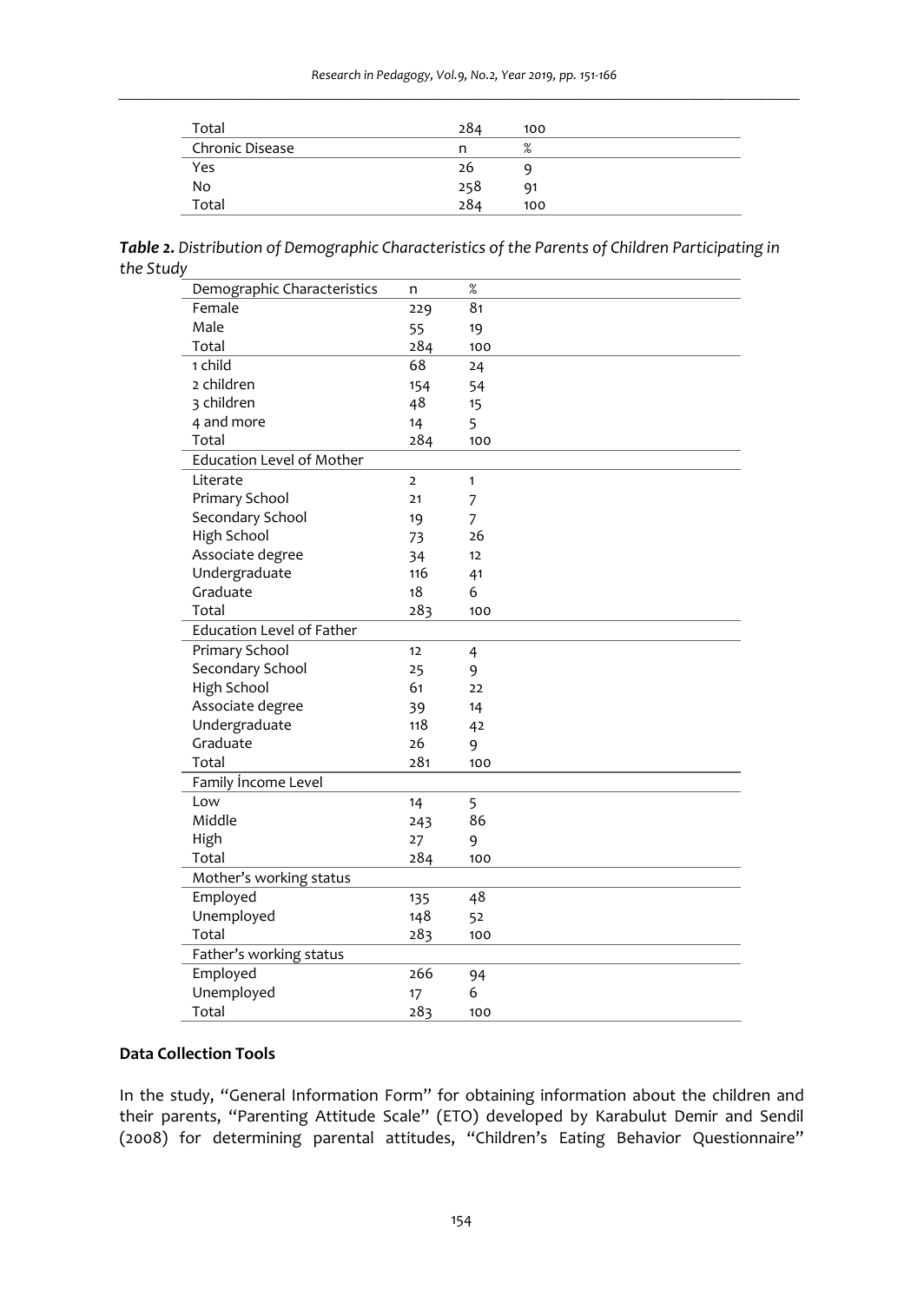| | | |
|---|---|---|
| Total | 284 | 100 |
| Chronic Disease | n | % |
| Yes | 26 | 9 |
| No | 258 | 91 |
| Total | 284 | 100 |

***Table 2.*** *Distribution of Demographic Characteristics of the Parents of Children Participating in the Study*

| Demographic Characteristics | n | % |
|---|---|---|
| Female | 229 | 81 |
| Male | 55 | 19 |
| Total | 284 | 100 |
| 1 child | 68 | 24 |
| 2 children | 154 | 54 |
| 3 children | 48 | 15 |
| 4 and more | 14 | 5 |
| Total | 284 | 100 |
| Education Level of Mother | | |
| Literate | 2 | 1 |
| Primary School | 21 | 7 |
| Secondary School | 19 | 7 |
| High School | 73 | 26 |
| Associate degree | 34 | 12 |
| Undergraduate | 116 | 41 |
| Graduate | 18 | 6 |
| Total | 283 | 100 |
| Education Level of Father | | |
| Primary School | 12 | 4 |
| Secondary School | 25 | 9 |
| High School | 61 | 22 |
| Associate degree | 39 | 14 |
| Undergraduate | 118 | 42 |
| Graduate | 26 | 9 |
| Total | 281 | 100 |
| Family İncome Level | | |
| Low | 14 | 5 |
| Middle | 243 | 86 |
| High | 27 | 9 |
| Total | 284 | 100 |
| Mother's working status | | |
| Employed | 135 | 48 |
| Unemployed | 148 | 52 |
| Total | 283 | 100 |
| Father's working status | | |
| Employed | 266 | 94 |
| Unemployed | 17 | 6 |
| Total | 283 | 100 |

**Data Collection Tools**

In the study, "General Information Form" for obtaining information about the children and their parents, "Parenting Attitude Scale" (ETO) developed by Karabulut Demir and Sendil (2008) for determining parental attitudes, "Children's Eating Behavior Questionnaire"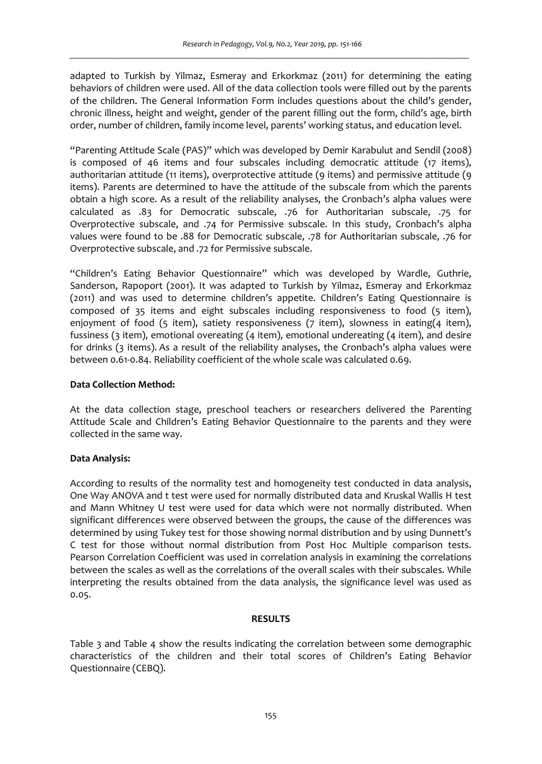adapted to Turkish by Yilmaz, Esmeray and Erkorkmaz (2011) for determining the eating behaviors of children were used. All of the data collection tools were filled out by the parents of the children. The General Information Form includes questions about the child's gender, chronic illness, height and weight, gender of the parent filling out the form, child's age, birth order, number of children, family income level, parents' working status, and education level.

"Parenting Attitude Scale (PAS)" which was developed by Demir Karabulut and Sendil (2008) is composed of 46 items and four subscales including democratic attitude (17 items), authoritarian attitude (11 items), overprotective attitude (9 items) and permissive attitude (9 items). Parents are determined to have the attitude of the subscale from which the parents obtain a high score. As a result of the reliability analyses, the Cronbach's alpha values were calculated as .83 for Democratic subscale, .76 for Authoritarian subscale, .75 for Overprotective subscale, and .74 for Permissive subscale. In this study, Cronbach's alpha values were found to be .88 for Democratic subscale, .78 for Authoritarian subscale, .76 for Overprotective subscale, and .72 for Permissive subscale.

"Children's Eating Behavior Questionnaire" which was developed by Wardle, Guthrie, Sanderson, Rapoport (2001). It was adapted to Turkish by Yilmaz, Esmeray and Erkorkmaz (2011) and was used to determine children's appetite. Children's Eating Questionnaire is composed of 35 items and eight subscales including responsiveness to food (5 item), enjoyment of food (5 item), satiety responsiveness (7 item), slowness in eating(4 item), fussiness (3 item), emotional overeating (4 item), emotional undereating (4 item), and desire for drinks (3 items). As a result of the reliability analyses, the Cronbach's alpha values were between 0.61-0.84. Reliability coefficient of the whole scale was calculated 0.69.

**Data Collection Method:**

At the data collection stage, preschool teachers or researchers delivered the Parenting Attitude Scale and Children's Eating Behavior Questionnaire to the parents and they were collected in the same way.

**Data Analysis:**

According to results of the normality test and homogeneity test conducted in data analysis, One Way ANOVA and t test were used for normally distributed data and Kruskal Wallis H test and Mann Whitney U test were used for data which were not normally distributed. When significant differences were observed between the groups, the cause of the differences was determined by using Tukey test for those showing normal distribution and by using Dunnett's C test for those without normal distribution from Post Hoc Multiple comparison tests. Pearson Correlation Coefficient was used in correlation analysis in examining the correlations between the scales as well as the correlations of the overall scales with their subscales. While interpreting the results obtained from the data analysis, the significance level was used as 0.05.

## RESULTS

Table 3 and Table 4 show the results indicating the correlation between some demographic characteristics of the children and their total scores of Children's Eating Behavior Questionnaire (CEBQ).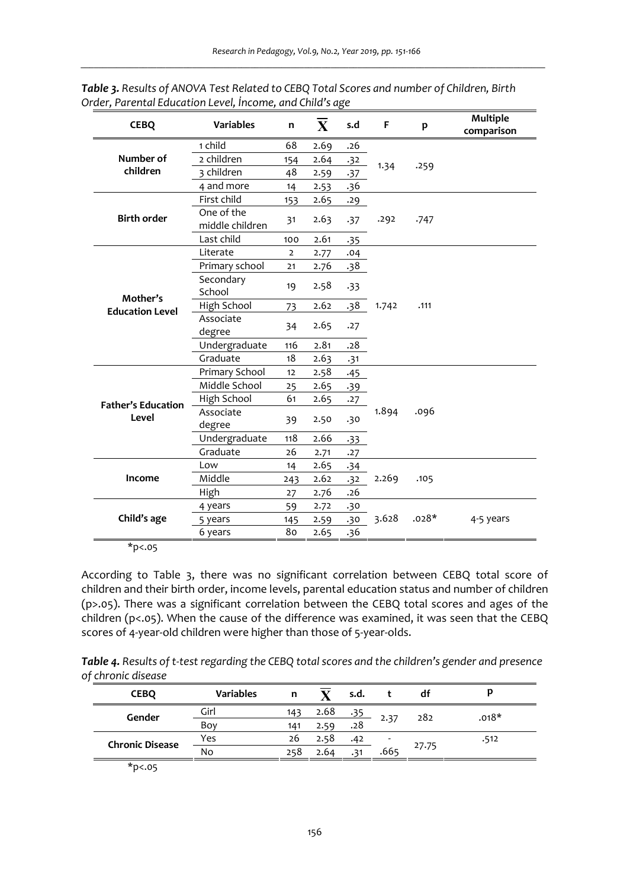***Table 3.*** *Results of ANOVA Test Related to CEBQ Total Scores and number of Children, Birth Order, Parental Education Level, İncome, and Child's age*

| CEBQ | Variables | n | $\overline{X}$ | s.d | F | p | Multiple comparison |
|---|---|---|---|---|---|---|---|
| **Number of children** | 1 child | 68 | 2.69 | .26 | 1.34 | .259 | |
| | 2 children | 154 | 2.64 | .32 | | | |
| | 3 children | 48 | 2.59 | .37 | | | |
| | 4 and more | 14 | 2.53 | .36 | | | |
| **Birth order** | First child | 153 | 2.65 | .29 | .292 | .747 | |
| | One of the middle children | 31 | 2.63 | .37 | | | |
| | Last child | 100 | 2.61 | .35 | | | |
| **Mother's Education Level** | Literate | 2 | 2.77 | .04 | 1.742 | .111 | |
| | Primary school | 21 | 2.76 | .38 | | | |
| | Secondary School | 19 | 2.58 | .33 | | | |
| | High School | 73 | 2.62 | .38 | | | |
| | Associate degree | 34 | 2.65 | .27 | | | |
| | Undergraduate | 116 | 2.81 | .28 | | | |
| | Graduate | 18 | 2.63 | .31 | | | |
| **Father's Education Level** | Primary School | 12 | 2.58 | .45 | 1.894 | .096 | |
| | Middle School | 25 | 2.65 | .39 | | | |
| | High School | 61 | 2.65 | .27 | | | |
| | Associate degree | 39 | 2.50 | .30 | | | |
| | Undergraduate | 118 | 2.66 | .33 | | | |
| | Graduate | 26 | 2.71 | .27 | | | |
| **Income** | Low | 14 | 2.65 | .34 | 2.269 | .105 | |
| | Middle | 243 | 2.62 | .32 | | | |
| | High | 27 | 2.76 | .26 | | | |
| **Child's age** | 4 years | 59 | 2.72 | .30 | 3.628 | .028* | 4-5 years |
| | 5 years | 145 | 2.59 | .30 | | | |
| | 6 years | 80 | 2.65 | .36 | | | |

*p<.05

According to Table 3, there was no significant correlation between CEBQ total score of children and their birth order, income levels, parental education status and number of children (p>.05). There was a significant correlation between the CEBQ total scores and ages of the children (p<.05). When the cause of the difference was examined, it was seen that the CEBQ scores of 4-year-old children were higher than those of 5-year-olds.

***Table 4.*** *Results of t-test regarding the CEBQ total scores and the children's gender and presence of chronic disease*

| CEBQ | Variables | n | $\overline{X}$ | s.d. | t | df | p |
|---|---|---|---|---|---|---|---|
| **Gender** | Girl | 143 | 2.68 | .35 | 2.37 | 282 | .018* |
| | Boy | 141 | 2.59 | .28 | | | |
| **Chronic Disease** | Yes | 26 | 2.58 | .42 | -.665 | 27.75 | .512 |
| | No | 258 | 2.64 | .31 | | | |

*p<.05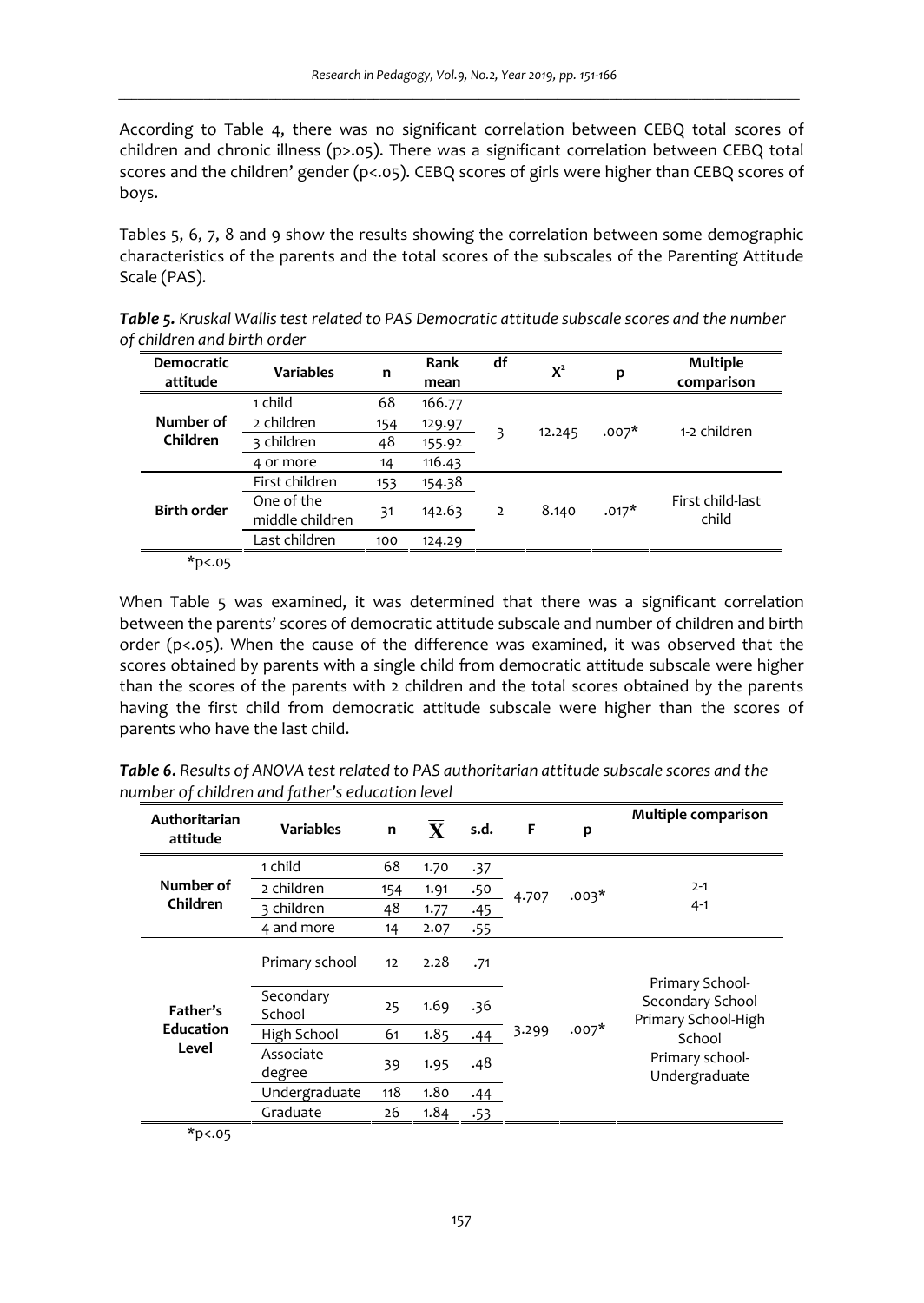According to Table 4, there was no significant correlation between CEBQ total scores of children and chronic illness (p>.05). There was a significant correlation between CEBQ total scores and the children' gender (p<.05). CEBQ scores of girls were higher than CEBQ scores of boys.

Tables 5, 6, 7, 8 and 9 show the results showing the correlation between some demographic characteristics of the parents and the total scores of the subscales of the Parenting Attitude Scale (PAS).

***Table 5.*** *Kruskal Wallis test related to PAS Democratic attitude subscale scores and the number of children and birth order*

| Democratic attitude | Variables | n | Rank mean | df | $X^2$ | p | Multiple comparison |
|---|---|---|---|---|---|---|---|
| Number of Children | 1 child | 68 | 166.77 | 3 | 12.245 | .007* | 1-2 children |
| | 2 children | 154 | 129.97 | | | | |
| | 3 children | 48 | 155.92 | | | | |
| | 4 or more | 14 | 116.43 | | | | |
| Birth order | First children | 153 | 154.38 | 2 | 8.140 | .017* | First child-last child |
| | One of the middle children | 31 | 142.63 | | | | |
| | Last children | 100 | 124.29 | | | | |

*p<.05

When Table 5 was examined, it was determined that there was a significant correlation between the parents' scores of democratic attitude subscale and number of children and birth order (p<.05). When the cause of the difference was examined, it was observed that the scores obtained by parents with a single child from democratic attitude subscale were higher than the scores of the parents with 2 children and the total scores obtained by the parents having the first child from democratic attitude subscale were higher than the scores of parents who have the last child.

***Table 6.*** *Results of ANOVA test related to PAS authoritarian attitude subscale scores and the number of children and father's education level*

| Authoritarian attitude | Variables | n | $\overline{X}$ | s.d. | F | p | Multiple comparison |
|---|---|---|---|---|---|---|---|
| Number of Children | 1 child | 68 | 1.70 | .37 | 4.707 | .003* | 2-1<br>4-1 |
| | 2 children | 154 | 1.91 | .50 | | | |
| | 3 children | 48 | 1.77 | .45 | | | |
| | 4 and more | 14 | 2.07 | .55 | | | |
| Father's Education Level | Primary school | 12 | 2.28 | .71 | 3.299 | .007* | Primary School-Secondary School<br>Primary School-High School<br>Primary school-Undergraduate |
| | Secondary School | 25 | 1.69 | .36 | | | |
| | High School | 61 | 1.85 | .44 | | | |
| | Associate degree | 39 | 1.95 | .48 | | | |
| | Undergraduate | 118 | 1.80 | .44 | | | |
| | Graduate | 26 | 1.84 | .53 | | | |

*p<.05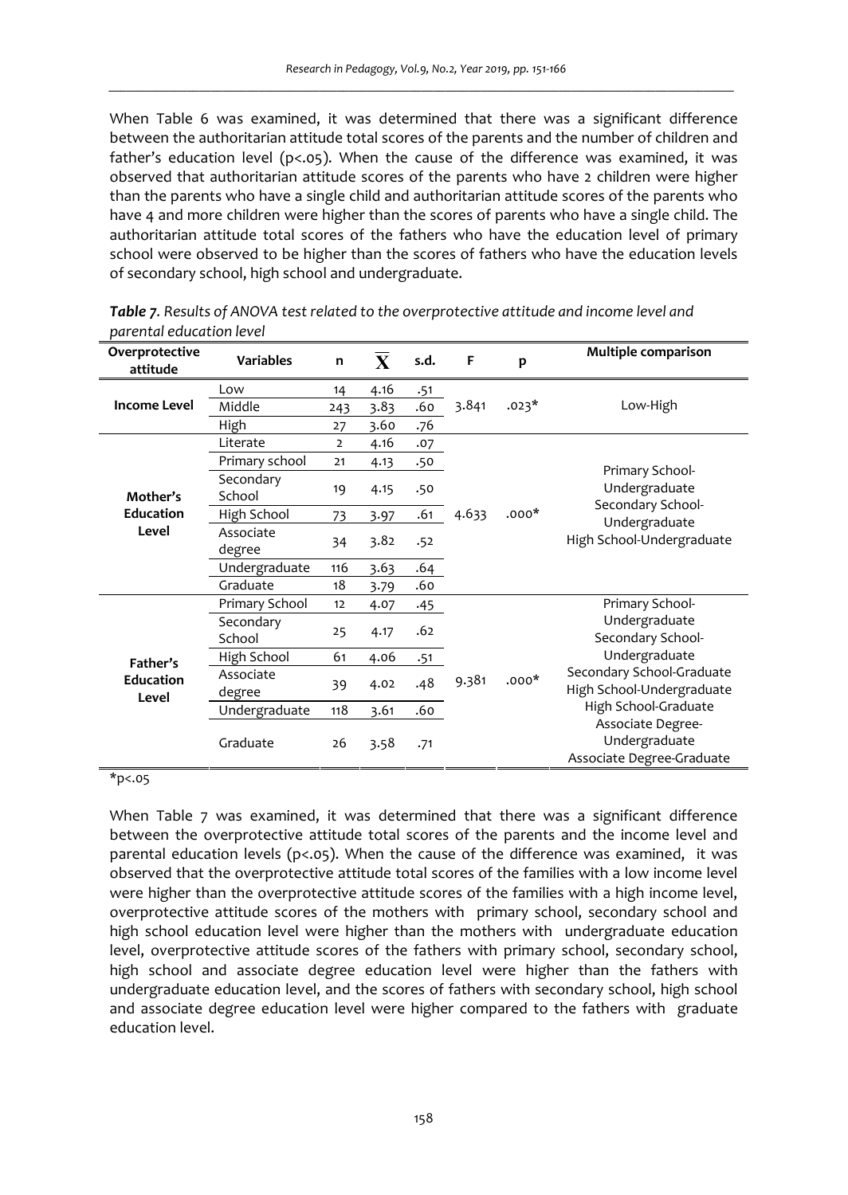When Table 6 was examined, it was determined that there was a significant difference between the authoritarian attitude total scores of the parents and the number of children and father's education level (p<.05). When the cause of the difference was examined, it was observed that authoritarian attitude scores of the parents who have 2 children were higher than the parents who have a single child and authoritarian attitude scores of the parents who have 4 and more children were higher than the scores of parents who have a single child. The authoritarian attitude total scores of the fathers who have the education level of primary school were observed to be higher than the scores of fathers who have the education levels of secondary school, high school and undergraduate.

***Table 7.*** *Results of ANOVA test related to the overprotective attitude and income level and parental education level*

| Overprotective attitude | Variables | n | $\overline{X}$ | s.d. | F | p | Multiple comparison |
|---|---|---|---|---|---|---|---|
| **Income Level** | Low | 14 | 4.16 | .51 | 3.841 | .023* | Low-High |
| | Middle | 243 | 3.83 | .60 | | | |
| | High | 27 | 3.60 | .76 | | | |
| **Mother's Education Level** | Literate | 2 | 4.16 | .07 | 4.633 | .000* | Primary School-Undergraduate<br>Secondary School-Undergraduate<br>High School-Undergraduate |
| | Primary school | 21 | 4.13 | .50 | | | |
| | Secondary School | 19 | 4.15 | .50 | | | |
| | High School | 73 | 3.97 | .61 | | | |
| | Associate degree | 34 | 3.82 | .52 | | | |
| | Undergraduate | 116 | 3.63 | .64 | | | |
| | Graduate | 18 | 3.79 | .60 | | | |
| **Father's Education Level** | Primary School | 12 | 4.07 | .45 | 9.381 | .000* | Primary School-Undergraduate<br>Secondary School-Undergraduate<br>Secondary School-Graduate<br>High School-Undergraduate<br>High School-Graduate<br>Associate Degree-Undergraduate<br>Associate Degree-Graduate |
| | Secondary School | 25 | 4.17 | .62 | | | |
| | High School | 61 | 4.06 | .51 | | | |
| | Associate degree | 39 | 4.02 | .48 | | | |
| | Undergraduate | 118 | 3.61 | .60 | | | |
| | Graduate | 26 | 3.58 | .71 | | | |

*p<.05

When Table 7 was examined, it was determined that there was a significant difference between the overprotective attitude total scores of the parents and the income level and parental education levels (p<.05). When the cause of the difference was examined, it was observed that the overprotective attitude total scores of the families with a low income level were higher than the overprotective attitude scores of the families with a high income level, overprotective attitude scores of the mothers with primary school, secondary school and high school education level were higher than the mothers with undergraduate education level, overprotective attitude scores of the fathers with primary school, secondary school, high school and associate degree education level were higher than the fathers with undergraduate education level, and the scores of fathers with secondary school, high school and associate degree education level were higher compared to the fathers with graduate education level.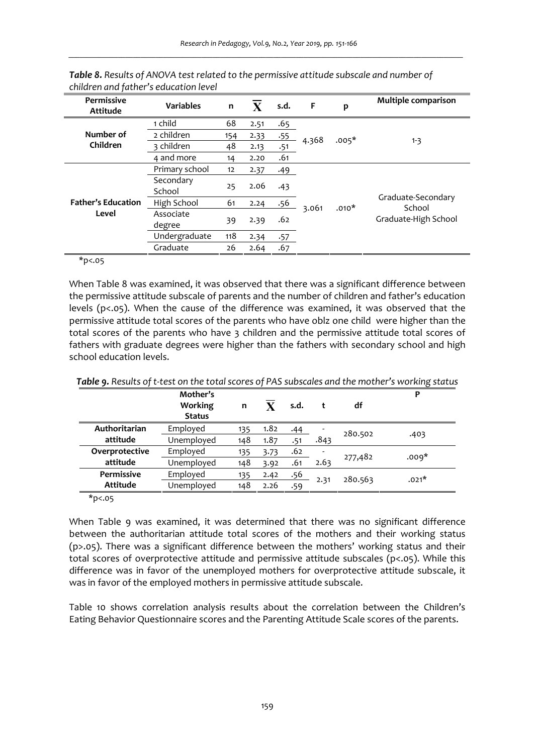*Table 8. Results of ANOVA test related to the permissive attitude subscale and number of children and father's education level*

| Permissive Attitude | Variables | n | $\overline{X}$ | s.d. | F | p | Multiple comparison |
|---|---|---|---|---|---|---|---|
| Number of Children | 1 child | 68 | 2.51 | .65 | 4.368 | .005* | 1-3 |
| | 2 children | 154 | 2.33 | .55 | | | |
| | 3 children | 48 | 2.13 | .51 | | | |
| | 4 and more | 14 | 2.20 | .61 | | | |
| Father's Education Level | Primary school | 12 | 2.37 | .49 | 3.061 | .010* | Graduate-Secondary School Graduate-High School |
| | Secondary School | 25 | 2.06 | .43 | | | |
| | High School | 61 | 2.24 | .56 | | | |
| | Associate degree | 39 | 2.39 | .62 | | | |
| | Undergraduate | 118 | 2.34 | .57 | | | |
| | Graduate | 26 | 2.64 | .67 | | | |

*p<.05

When Table 8 was examined, it was observed that there was a significant difference between the permissive attitude subscale of parents and the number of children and father's education levels (p<.05). When the cause of the difference was examined, it was observed that the permissive attitude total scores of the parents who have oblz one child were higher than the total scores of the parents who have 3 children and the permissive attitude total scores of fathers with graduate degrees were higher than the fathers with secondary school and high school education levels.

*Table 9. Results of t-test on the total scores of PAS subscales and the mother's working status*

| | Mother's Working Status | n | $\overline{X}$ | s.d. | t | df | P |
|---|---|---|---|---|---|---|---|
| Authoritarian attitude | Employed | 135 | 1.82 | .44 | -.843 | 280.502 | .403 |
| | Unemployed | 148 | 1.87 | .51 | | | |
| Overprotective attitude | Employed | 135 | 3.73 | .62 | -2.63 | 277,482 | .009* |
| | Unemployed | 148 | 3.92 | .61 | | | |
| Permissive Attitude | Employed | 135 | 2.42 | .56 | 2.31 | 280.563 | .021* |
| | Unemployed | 148 | 2.26 | .59 | | | |

*p<.05

When Table 9 was examined, it was determined that there was no significant difference between the authoritarian attitude total scores of the mothers and their working status (p>.05). There was a significant difference between the mothers' working status and their total scores of overprotective attitude and permissive attitude subscales (p<.05). While this difference was in favor of the unemployed mothers for overprotective attitude subscale, it was in favor of the employed mothers in permissive attitude subscale.

Table 10 shows correlation analysis results about the correlation between the Children's Eating Behavior Questionnaire scores and the Parenting Attitude Scale scores of the parents.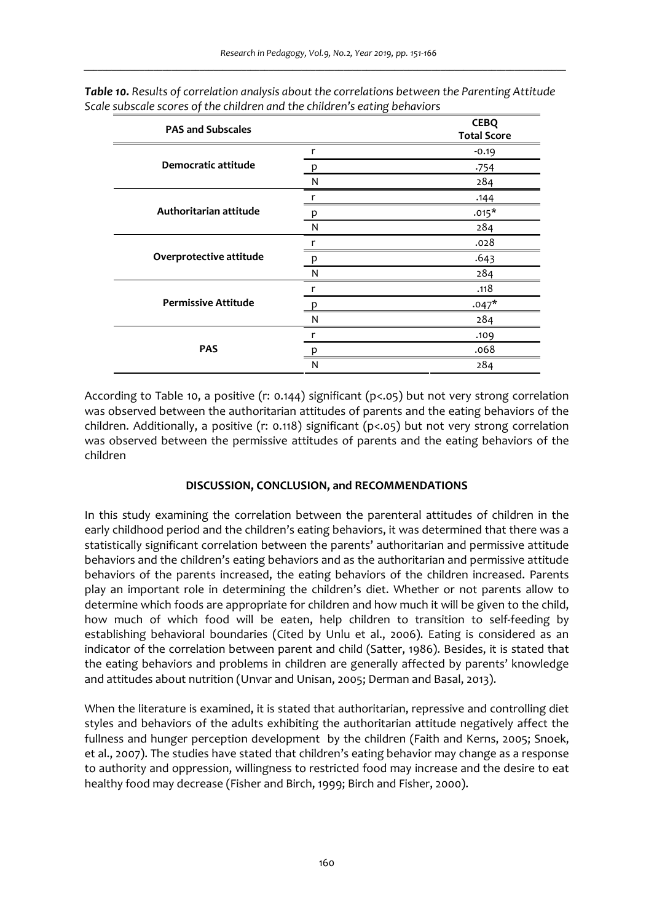***Table 10.** Results of correlation analysis about the correlations between the Parenting Attitude Scale subscale scores of the children and the children's eating behaviors*

| PAS and Subscales | | CEBQ Total Score |
|---|---|---|
| Democratic attitude | r | -0.19 |
| | p | .754 |
| | N | 284 |
| Authoritarian attitude | r | .144 |
| | p | .015* |
| | N | 284 |
| Overprotective attitude | r | .028 |
| | p | .643 |
| | N | 284 |
| Permissive Attitude | r | .118 |
| | p | .047* |
| | N | 284 |
| PAS | r | .109 |
| | p | .068 |
| | N | 284 |

According to Table 10, a positive (r: 0.144) significant ($p<.05$) but not very strong correlation was observed between the authoritarian attitudes of parents and the eating behaviors of the children. Additionally, a positive (r: 0.118) significant ($p<.05$) but not very strong correlation was observed between the permissive attitudes of parents and the eating behaviors of the children

## DISCUSSION, CONCLUSION, and RECOMMENDATIONS

In this study examining the correlation between the parenteral attitudes of children in the early childhood period and the children's eating behaviors, it was determined that there was a statistically significant correlation between the parents' authoritarian and permissive attitude behaviors and the children's eating behaviors and as the authoritarian and permissive attitude behaviors of the parents increased, the eating behaviors of the children increased. Parents play an important role in determining the children's diet. Whether or not parents allow to determine which foods are appropriate for children and how much it will be given to the child, how much of which food will be eaten, help children to transition to self-feeding by establishing behavioral boundaries (Cited by Unlu et al., 2006). Eating is considered as an indicator of the correlation between parent and child (Satter, 1986). Besides, it is stated that the eating behaviors and problems in children are generally affected by parents' knowledge and attitudes about nutrition (Unvar and Unisan, 2005; Derman and Basal, 2013).

When the literature is examined, it is stated that authoritarian, repressive and controlling diet styles and behaviors of the adults exhibiting the authoritarian attitude negatively affect the fullness and hunger perception development by the children (Faith and Kerns, 2005; Snoek, et al., 2007). The studies have stated that children's eating behavior may change as a response to authority and oppression, willingness to restricted food may increase and the desire to eat healthy food may decrease (Fisher and Birch, 1999; Birch and Fisher, 2000).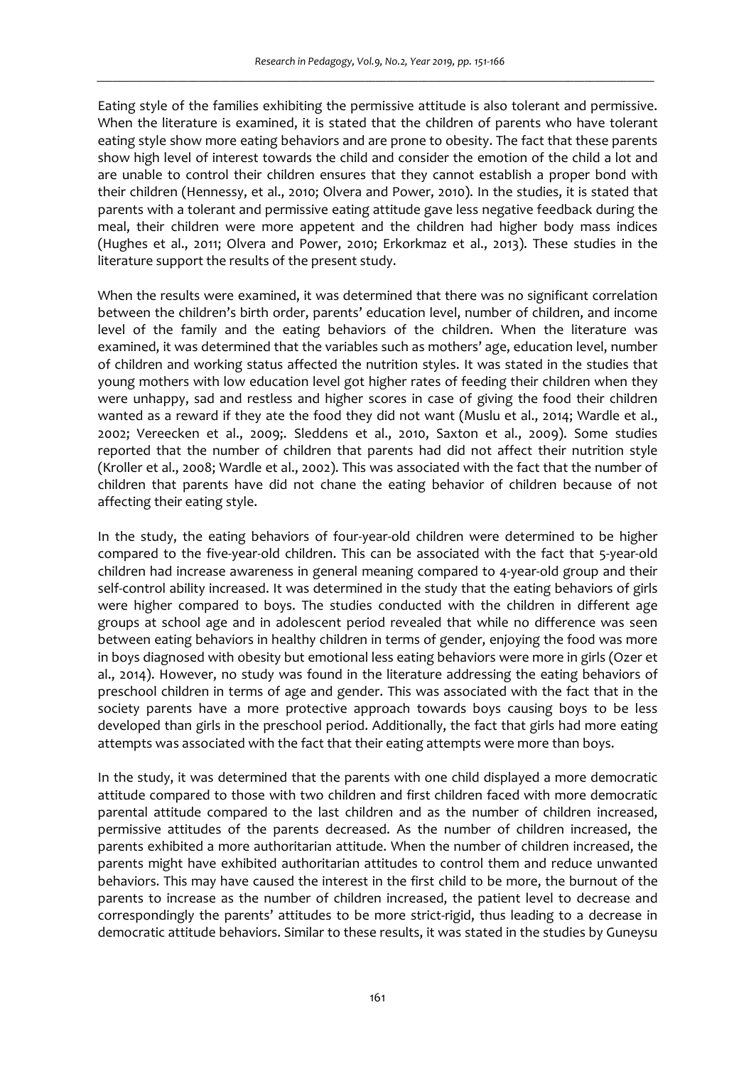Eating style of the families exhibiting the permissive attitude is also tolerant and permissive. When the literature is examined, it is stated that the children of parents who have tolerant eating style show more eating behaviors and are prone to obesity. The fact that these parents show high level of interest towards the child and consider the emotion of the child a lot and are unable to control their children ensures that they cannot establish a proper bond with their children (Hennessy, et al., 2010; Olvera and Power, 2010). In the studies, it is stated that parents with a tolerant and permissive eating attitude gave less negative feedback during the meal, their children were more appetent and the children had higher body mass indices (Hughes et al., 2011; Olvera and Power, 2010; Erkorkmaz et al., 2013). These studies in the literature support the results of the present study.

When the results were examined, it was determined that there was no significant correlation between the children's birth order, parents' education level, number of children, and income level of the family and the eating behaviors of the children. When the literature was examined, it was determined that the variables such as mothers' age, education level, number of children and working status affected the nutrition styles. It was stated in the studies that young mothers with low education level got higher rates of feeding their children when they were unhappy, sad and restless and higher scores in case of giving the food their children wanted as a reward if they ate the food they did not want (Muslu et al., 2014; Wardle et al., 2002; Vereecken et al., 2009;. Sleddens et al., 2010, Saxton et al., 2009). Some studies reported that the number of children that parents had did not affect their nutrition style (Kroller et al., 2008; Wardle et al., 2002). This was associated with the fact that the number of children that parents have did not chane the eating behavior of children because of not affecting their eating style.

In the study, the eating behaviors of four-year-old children were determined to be higher compared to the five-year-old children. This can be associated with the fact that 5-year-old children had increase awareness in general meaning compared to 4-year-old group and their self-control ability increased. It was determined in the study that the eating behaviors of girls were higher compared to boys. The studies conducted with the children in different age groups at school age and in adolescent period revealed that while no difference was seen between eating behaviors in healthy children in terms of gender, enjoying the food was more in boys diagnosed with obesity but emotional less eating behaviors were more in girls (Ozer et al., 2014). However, no study was found in the literature addressing the eating behaviors of preschool children in terms of age and gender. This was associated with the fact that in the society parents have a more protective approach towards boys causing boys to be less developed than girls in the preschool period. Additionally, the fact that girls had more eating attempts was associated with the fact that their eating attempts were more than boys.

In the study, it was determined that the parents with one child displayed a more democratic attitude compared to those with two children and first children faced with more democratic parental attitude compared to the last children and as the number of children increased, permissive attitudes of the parents decreased. As the number of children increased, the parents exhibited a more authoritarian attitude. When the number of children increased, the parents might have exhibited authoritarian attitudes to control them and reduce unwanted behaviors. This may have caused the interest in the first child to be more, the burnout of the parents to increase as the number of children increased, the patient level to decrease and correspondingly the parents' attitudes to be more strict-rigid, thus leading to a decrease in democratic attitude behaviors. Similar to these results, it was stated in the studies by Guneysu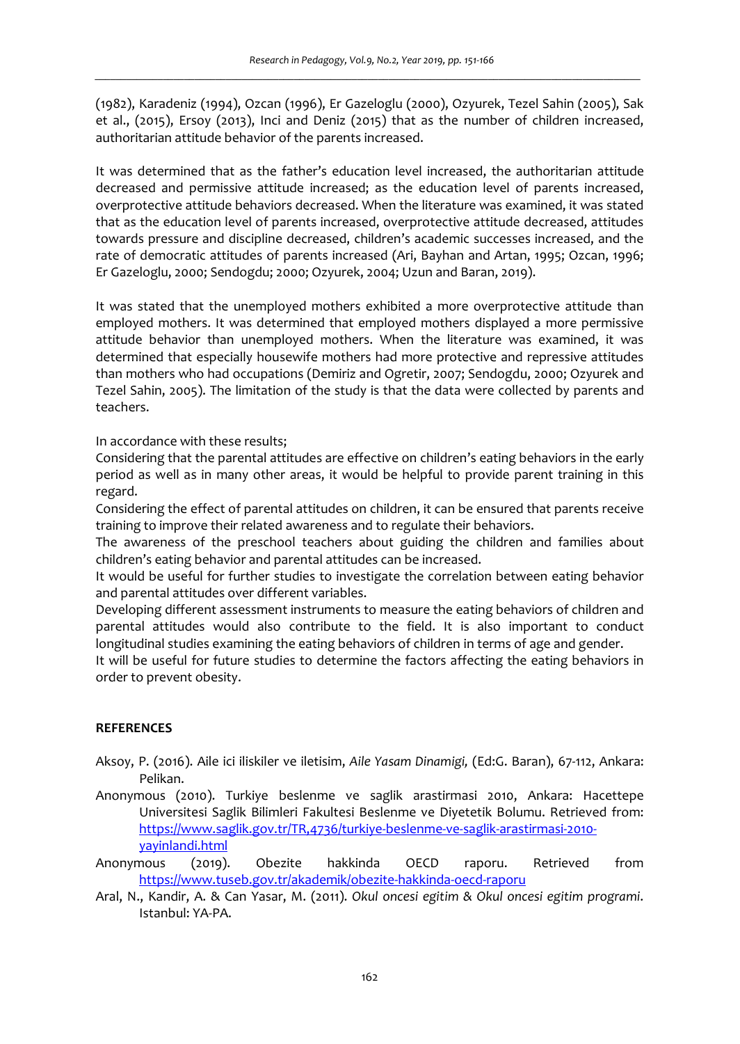(1982), Karadeniz (1994), Ozcan (1996), Er Gazeloglu (2000), Ozyurek, Tezel Sahin (2005), Sak et al., (2015), Ersoy (2013), Inci and Deniz (2015) that as the number of children increased, authoritarian attitude behavior of the parents increased.

It was determined that as the father's education level increased, the authoritarian attitude decreased and permissive attitude increased; as the education level of parents increased, overprotective attitude behaviors decreased. When the literature was examined, it was stated that as the education level of parents increased, overprotective attitude decreased, attitudes towards pressure and discipline decreased, children's academic successes increased, and the rate of democratic attitudes of parents increased (Ari, Bayhan and Artan, 1995; Ozcan, 1996; Er Gazeloglu, 2000; Sendogdu; 2000; Ozyurek, 2004; Uzun and Baran, 2019).

It was stated that the unemployed mothers exhibited a more overprotective attitude than employed mothers. It was determined that employed mothers displayed a more permissive attitude behavior than unemployed mothers. When the literature was examined, it was determined that especially housewife mothers had more protective and repressive attitudes than mothers who had occupations (Demiriz and Ogretir, 2007; Sendogdu, 2000; Ozyurek and Tezel Sahin, 2005). The limitation of the study is that the data were collected by parents and teachers.

In accordance with these results;

Considering that the parental attitudes are effective on children's eating behaviors in the early period as well as in many other areas, it would be helpful to provide parent training in this regard.

Considering the effect of parental attitudes on children, it can be ensured that parents receive training to improve their related awareness and to regulate their behaviors.

The awareness of the preschool teachers about guiding the children and families about children's eating behavior and parental attitudes can be increased.

It would be useful for further studies to investigate the correlation between eating behavior and parental attitudes over different variables.

Developing different assessment instruments to measure the eating behaviors of children and parental attitudes would also contribute to the field. It is also important to conduct longitudinal studies examining the eating behaviors of children in terms of age and gender.

It will be useful for future studies to determine the factors affecting the eating behaviors in order to prevent obesity.

## REFERENCES

Aksoy, P. (2016). Aile ici iliskiler ve iletisim, *Aile Yasam Dinamigi*, (Ed:G. Baran), 67-112, Ankara: Pelikan.

Anonymous (2010). Turkiye beslenme ve saglik arastirmasi 2010, Ankara: Hacettepe Universitesi Saglik Bilimleri Fakultesi Beslenme ve Diyetetik Bolumu. Retrieved from: https://www.saglik.gov.tr/TR,4736/turkiye-beslenme-ve-saglik-arastirmasi-2010-yayinlandi.html

Anonymous (2019). Obezite hakkinda OECD raporu. Retrieved from https://www.tuseb.gov.tr/akademik/obezite-hakkinda-oecd-raporu

Aral, N., Kandir, A. & Can Yasar, M. (2011). *Okul oncesi egitim & Okul oncesi egitim programi*. Istanbul: YA-PA.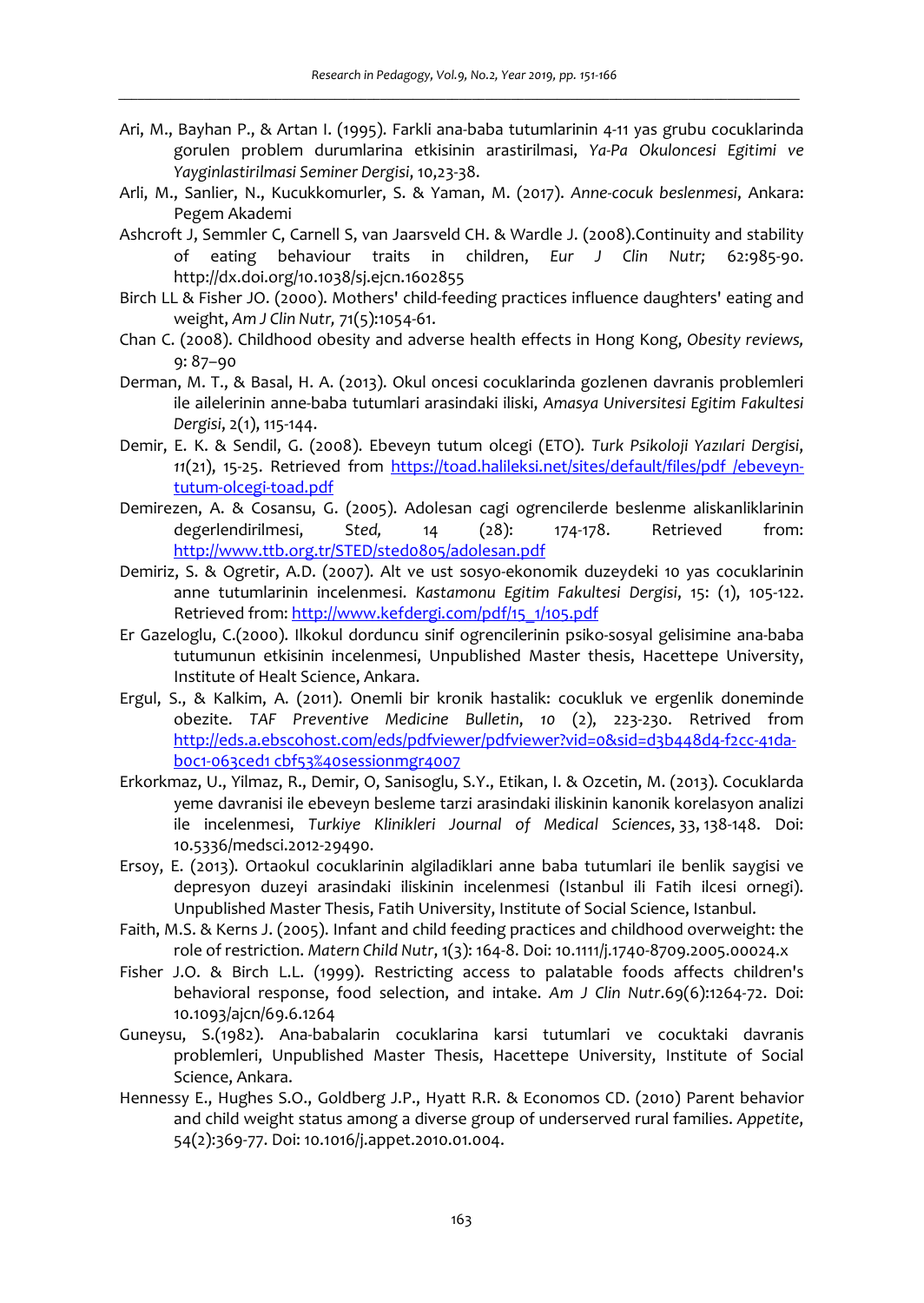Ari, M., Bayhan P., & Artan I. (1995). Farkli ana-baba tutumlarinin 4-11 yas grubu cocuklarinda gorulen problem durumlarina etkisinin arastirilmasi, *Ya-Pa Okuloncesi Egitimi ve Yayginlastirilmasi Seminer Dergisi*, 10,23-38.

Arli, M., Sanlier, N., Kucukkomurler, S. & Yaman, M. (2017). *Anne-cocuk beslenmesi*, Ankara: Pegem Akademi

Ashcroft J, Semmler C, Carnell S, van Jaarsveld CH. & Wardle J. (2008).Continuity and stability of eating behaviour traits in children, *Eur J Clin Nutr;* 62:985-90. http://dx.doi.org/10.1038/sj.ejcn.1602855

Birch LL & Fisher JO. (2000). Mothers' child-feeding practices influence daughters' eating and weight, *Am J Clin Nutr,* 71(5):1054-61.

Chan C. (2008). Childhood obesity and adverse health effects in Hong Kong, *Obesity reviews,* 9: 87–90

Derman, M. T., & Basal, H. A. (2013). Okul oncesi cocuklarinda gozlenen davranis problemleri ile ailelerinin anne-baba tutumlari arasindaki iliski, *Amasya Universitesi Egitim Fakultesi Dergisi*, 2(1), 115-144.

Demir, E. K. & Sendil, G. (2008). Ebeveyn tutum olcegi (ETO). *Turk Psikoloji Yazılari Dergisi*, *11*(21), 15-25. Retrieved from https://toad.halileksi.net/sites/default/files/pdf /ebeveyn-tutum-olcegi-toad.pdf

Demirezen, A. & Cosansu, G. (2005). Adolesan cagi ogrencilerde beslenme aliskanliklarinin degerlendirilmesi, *Sted,* 14 (28): 174-178. Retrieved from: http://www.ttb.org.tr/STED/sted0805/adolesan.pdf

Demiriz, S. & Ogretir, A.D. (2007). Alt ve ust sosyo-ekonomik duzeydeki 10 yas cocuklarinin anne tutumlarinin incelenmesi. *Kastamonu Egitim Fakultesi Dergisi*, 15: (1), 105-122. Retrieved from: http://www.kefdergi.com/pdf/15_1/105.pdf

Er Gazeloglu, C.(2000). Ilkokul dorduncu sinif ogrencilerinin psiko-sosyal gelisimine ana-baba tutumunun etkisinin incelenmesi, Unpublished Master thesis, Hacettepe University, Institute of Healt Science, Ankara.

Ergul, S., & Kalkim, A. (2011). Onemli bir kronik hastalik: cocukluk ve ergenlik doneminde obezite. *TAF Preventive Medicine Bulletin*, *10* (2), 223-230. Retrived from http://eds.a.ebscohost.com/eds/pdfviewer/pdfviewer?vid=0&sid=d3b448d4-f2cc-41da-b0c1-063ced1 cbf53%40sessionmgr4007

Erkorkmaz, U., Yilmaz, R., Demir, O, Sanisoglu, S.Y., Etikan, I. & Ozcetin, M. (2013). Cocuklarda yeme davranisi ile ebeveyn besleme tarzi arasindaki iliskinin kanonik korelasyon analizi ile incelenmesi, *Turkiye Klinikleri Journal of Medical Sciences*, 33, 138-148. Doi: 10.5336/medsci.2012-29490.

Ersoy, E. (2013). Ortaokul cocuklarinin algiladiklari anne baba tutumlari ile benlik saygisi ve depresyon duzeyi arasindaki iliskinin incelenmesi (Istanbul ili Fatih ilcesi ornegi). Unpublished Master Thesis, Fatih University, Institute of Social Science, Istanbul.

Faith, M.S. & Kerns J. (2005). Infant and child feeding practices and childhood overweight: the role of restriction. *Matern Child Nutr*, 1(3): 164-8. Doi: 10.1111/j.1740-8709.2005.00024.x

Fisher J.O. & Birch L.L. (1999). Restricting access to palatable foods affects children's behavioral response, food selection, and intake. *Am J Clin Nutr*.69(6):1264-72. Doi: 10.1093/ajcn/69.6.1264

Guneysu, S.(1982). Ana-babalarin cocuklarina karsi tutumlari ve cocuktaki davranis problemleri, Unpublished Master Thesis, Hacettepe University, Institute of Social Science, Ankara.

Hennessy E., Hughes S.O., Goldberg J.P., Hyatt R.R. & Economos CD. (2010) Parent behavior and child weight status among a diverse group of underserved rural families. *Appetite*, 54(2):369-77. Doi: 10.1016/j.appet.2010.01.004.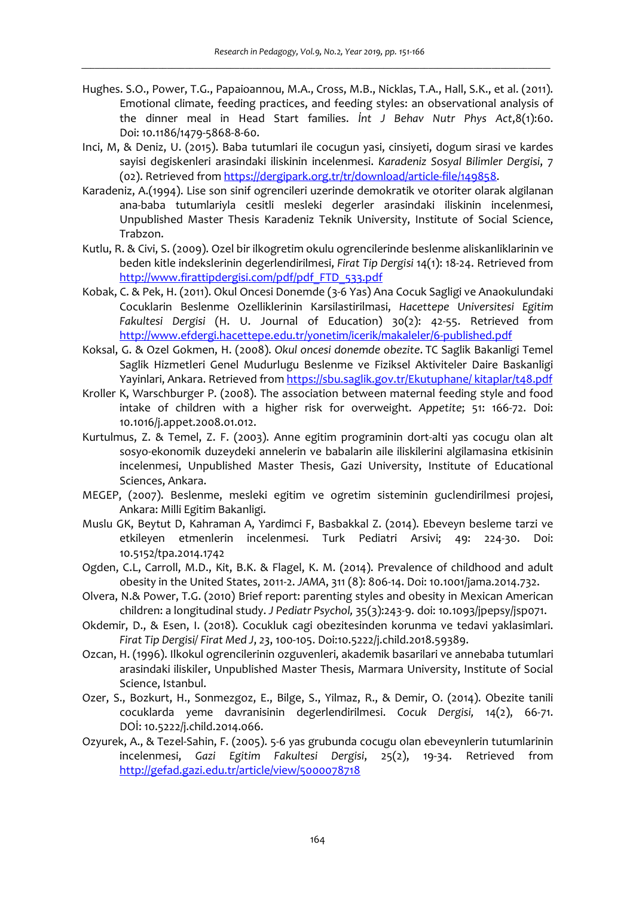Hughes. S.O., Power, T.G., Papaioannou, M.A., Cross, M.B., Nicklas, T.A., Hall, S.K., et al. (2011). Emotional climate, feeding practices, and feeding styles: an observational analysis of the dinner meal in Head Start families. *İnt J Behav Nutr Phys Act*,8(1):60. Doi: 10.1186/1479-5868-8-60.

Inci, M, & Deniz, U. (2015). Baba tutumlari ile cocugun yasi, cinsiyeti, dogum sirasi ve kardes sayisi degiskenleri arasindaki iliskinin incelenmesi. *Karadeniz Sosyal Bilimler Dergisi*, 7 (02). Retrieved from https://dergipark.org.tr/tr/download/article-file/149858.

Karadeniz, A.(1994). Lise son sinif ogrencileri uzerinde demokratik ve otoriter olarak algilanan ana-baba tutumlariyla cesitli mesleki degerler arasindaki iliskinin incelenmesi, Unpublished Master Thesis Karadeniz Teknik University, Institute of Social Science, Trabzon.

Kutlu, R. & Civi, S. (2009). Ozel bir ilkogretim okulu ogrencilerinde beslenme aliskanliklarinin ve beden kitle indekslerinin degerlendirilmesi, *Firat Tip Dergisi* 14(1): 18-24. Retrieved from http://www.firattipdergisi.com/pdf/pdf_FTD_533.pdf

Kobak, C. & Pek, H. (2011). Okul Oncesi Donemde (3-6 Yas) Ana Cocuk Sagligi ve Anaokulundaki Cocuklarin Beslenme Ozelliklerinin Karsilastirilmasi, *Hacettepe Universitesi Egitim Fakultesi Dergisi* (H. U. Journal of Education) 30(2): 42-55. Retrieved from http://www.efdergi.hacettepe.edu.tr/yonetim/icerik/makaleler/6-published.pdf

Koksal, G. & Ozel Gokmen, H. (2008). *Okul oncesi donemde obezite*. TC Saglik Bakanligi Temel Saglik Hizmetleri Genel Mudurlugu Beslenme ve Fiziksel Aktiviteler Daire Baskanligi Yayinlari, Ankara. Retrieved from https://sbu.saglik.gov.tr/Ekutuphane/ kitaplar/t48.pdf

Kroller K, Warschburger P. (2008). The association between maternal feeding style and food intake of children with a higher risk for overweight. *Appetite*; 51: 166-72. Doi: 10.1016/j.appet.2008.01.012.

Kurtulmus, Z. & Temel, Z. F. (2003). Anne egitim programinin dort-alti yas cocugu olan alt sosyo-ekonomik duzeydeki annelerin ve babalarin aile iliskilerini algilamasina etkisinin incelenmesi, Unpublished Master Thesis, Gazi University, Institute of Educational Sciences, Ankara.

MEGEP, (2007). Beslenme, mesleki egitim ve ogretim sisteminin guclendirilmesi projesi, Ankara: Milli Egitim Bakanligi.

Muslu GK, Beytut D, Kahraman A, Yardimci F, Basbakkal Z. (2014). Ebeveyn besleme tarzi ve etkileyen etmenlerin incelenmesi. Turk Pediatri Arsivi; 49: 224-30. Doi: 10.5152/tpa.2014.1742

Ogden, C.L, Carroll, M.D., Kit, B.K. & Flagel, K. M. (2014). Prevalence of childhood and adult obesity in the United States, 2011-2. *JAMA*, 311 (8): 806-14. Doi: 10.1001/jama.2014.732.

Olvera, N.& Power, T.G. (2010) Brief report: parenting styles and obesity in Mexican American children: a longitudinal study. *J Pediatr Psychol,* 35(3):243-9. doi: 10.1093/jpepsy/jsp071.

Okdemir, D., & Esen, I. (2018). Cocukluk cagi obezitesinden korunma ve tedavi yaklasimlari. *Firat Tip Dergisi/ Firat Med J*, *23*, 100-105. Doi:10.5222/j.child.2018.59389.

Ozcan, H. (1996). Ilkokul ogrencilerinin ozguvenleri, akademik basarilari ve annebaba tutumlari arasindaki iliskiler, Unpublished Master Thesis, Marmara University, Institute of Social Science, Istanbul.

Ozer, S., Bozkurt, H., Sonmezgoz, E., Bilge, S., Yilmaz, R., & Demir, O. (2014). Obezite tanili cocuklarda yeme davranisinin degerlendirilmesi. *Cocuk Dergisi,* 14(2), 66-71. DOİ: 10.5222/j.child.2014.066.

Ozyurek, A., & Tezel-Sahin, F. (2005). 5-6 yas grubunda cocugu olan ebeveynlerin tutumlarinin incelenmesi, *Gazi Egitim Fakultesi Dergisi*, 25(2), 19-34. Retrieved from http://gefad.gazi.edu.tr/article/view/5000078718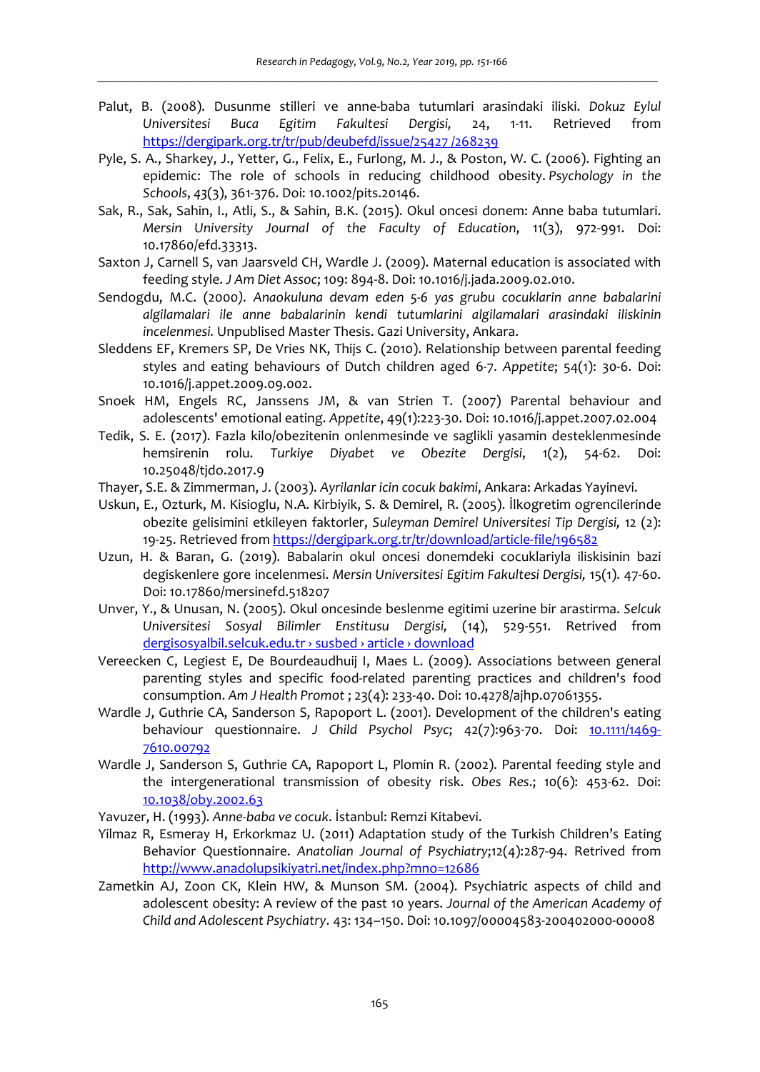Palut, B. (2008). Dusunme stilleri ve anne-baba tutumlari arasindaki iliski. *Dokuz Eylul Universitesi Buca Egitim Fakultesi Dergisi*, 24, 1-11. Retrieved from https://dergipark.org.tr/tr/pub/deubefd/issue/25427 /268239

Pyle, S. A., Sharkey, J., Yetter, G., Felix, E., Furlong, M. J., & Poston, W. C. (2006). Fighting an epidemic: The role of schools in reducing childhood obesity. *Psychology in the Schools*, *43*(3), 361-376. Doi: 10.1002/pits.20146.

Sak, R., Sak, Sahin, I., Atli, S., & Sahin, B.K. (2015). Okul oncesi donem: Anne baba tutumlari. *Mersin University Journal of the Faculty of Education*, 11(3), 972-991. Doi: 10.17860/efd.33313.

Saxton J, Carnell S, van Jaarsveld CH, Wardle J. (2009). Maternal education is associated with feeding style. *J Am Diet Assoc*; 109: 894-8. Doi: 10.1016/j.jada.2009.02.010.

Sendogdu, M.C. (2000). *Anaokuluna devam eden 5-6 yas grubu cocuklarin anne babalarini algilamalari ile anne babalarinin kendi tutumlarini algilamalari arasindaki iliskinin incelenmesi.* Unpublised Master Thesis. Gazi University, Ankara.

Sleddens EF, Kremers SP, De Vries NK, Thijs C. (2010). Relationship between parental feeding styles and eating behaviours of Dutch children aged 6-7. *Appetite*; 54(1): 30-6. Doi: 10.1016/j.appet.2009.09.002.

Snoek HM, Engels RC, Janssens JM, & van Strien T. (2007) Parental behaviour and adolescents' emotional eating. *Appetite*, 49(1):223-30. Doi: 10.1016/j.appet.2007.02.004

Tedik, S. E. (2017). Fazla kilo/obezitenin onlenmesinde ve saglikli yasamin desteklenmesinde hemsirenin rolu. *Turkiye Diyabet ve Obezite Dergisi*, 1(2), 54-62. Doi: 10.25048/tjdo.2017.9

Thayer, S.E. & Zimmerman, J. (2003). *Ayrilanlar icin cocuk bakimi*, Ankara: Arkadas Yayinevi.

Uskun, E., Ozturk, M. Kisioglu, N.A. Kirbiyik, S. & Demirel, R. (2005). İlkogretim ogrencilerinde obezite gelisimini etkileyen faktorler, *Suleyman Demirel Universitesi Tip Dergisi,* 12 (2): 19-25. Retrieved from https://dergipark.org.tr/tr/download/article-file/196582

Uzun, H. & Baran, G. (2019). Babalarin okul oncesi donemdeki cocuklariyla iliskisinin bazi degiskenlere gore incelenmesi. *Mersin Universitesi Egitim Fakultesi Dergisi,* 15(1). 47-60. Doi: 10.17860/mersinefd.518207

Unver, Y., & Unusan, N. (2005). Okul oncesinde beslenme egitimi uzerine bir arastirma. *Selcuk Universitesi Sosyal Bilimler Enstitusu Dergisi,* (14), 529-551. Retrived from dergisosyalbil.selcuk.edu.tr › susbed › article › download

Vereecken C, Legiest E, De Bourdeaudhuij I, Maes L. (2009). Associations between general parenting styles and specific food-related parenting practices and children's food consumption. *Am J Health Promot* ; 23(4): 233-40. Doi: 10.4278/ajhp.07061355.

Wardle J, Guthrie CA, Sanderson S, Rapoport L. (2001). Development of the children's eating behaviour questionnaire. *J Child Psychol Psyc*; 42(7):963-70. Doi: 10.1111/1469-7610.00792

Wardle J, Sanderson S, Guthrie CA, Rapoport L, Plomin R. (2002). Parental feeding style and the intergenerational transmission of obesity risk. *Obes Res*.; 10(6): 453-62. Doi: 10.1038/oby.2002.63

Yavuzer, H. (1993). *Anne-baba ve cocuk*. İstanbul: Remzi Kitabevi.

Yilmaz R, Esmeray H, Erkorkmaz U. (2011) Adaptation study of the Turkish Children's Eating Behavior Questionnaire. *Anatolian Journal of Psychiatry*;12(4):287-94. Retrieved from http://www.anadolupsikiyatri.net/index.php?mno=12686

Zametkin AJ, Zoon CK, Klein HW, & Munson SM. (2004). Psychiatric aspects of child and adolescent obesity: A review of the past 10 years. *Journal of the American Academy of Child and Adolescent Psychiatry*. 43: 134–150. Doi: 10.1097/00004583-200402000-00008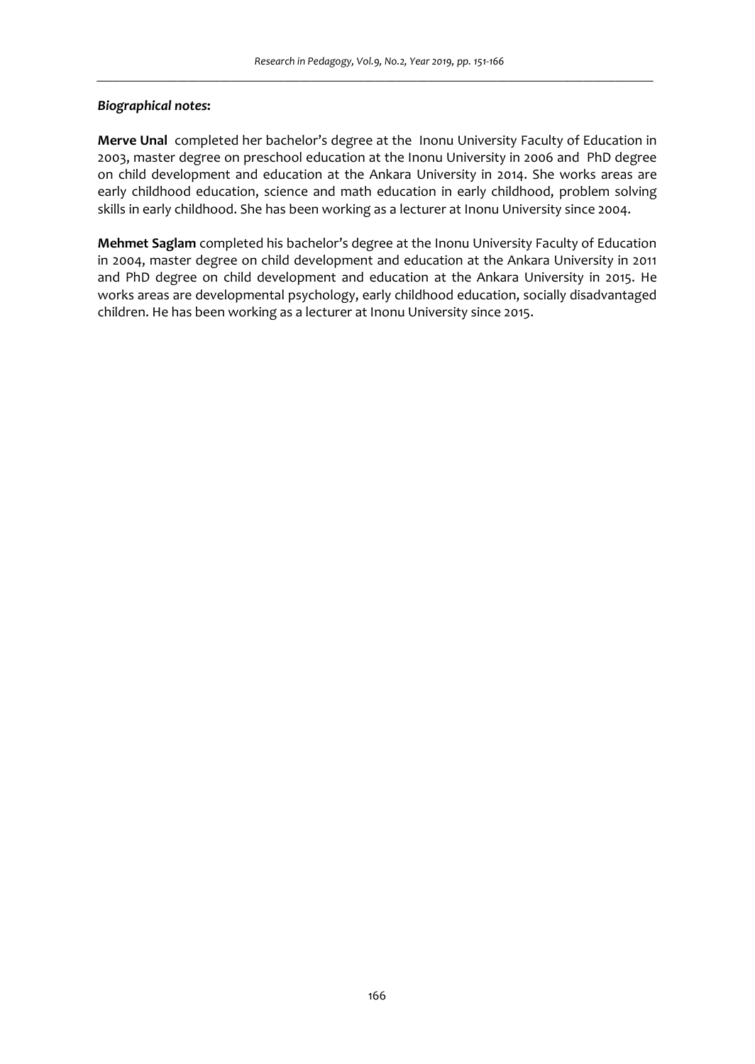***Biographical notes*:**

**Merve Unal** completed her bachelor's degree at the Inonu University Faculty of Education in 2003, master degree on preschool education at the Inonu University in 2006 and PhD degree on child development and education at the Ankara University in 2014. She works areas are early childhood education, science and math education in early childhood, problem solving skills in early childhood. She has been working as a lecturer at Inonu University since 2004.

**Mehmet Saglam** completed his bachelor's degree at the Inonu University Faculty of Education in 2004, master degree on child development and education at the Ankara University in 2011 and PhD degree on child development and education at the Ankara University in 2015. He works areas are developmental psychology, early childhood education, socially disadvantaged children. He has been working as a lecturer at Inonu University since 2015.